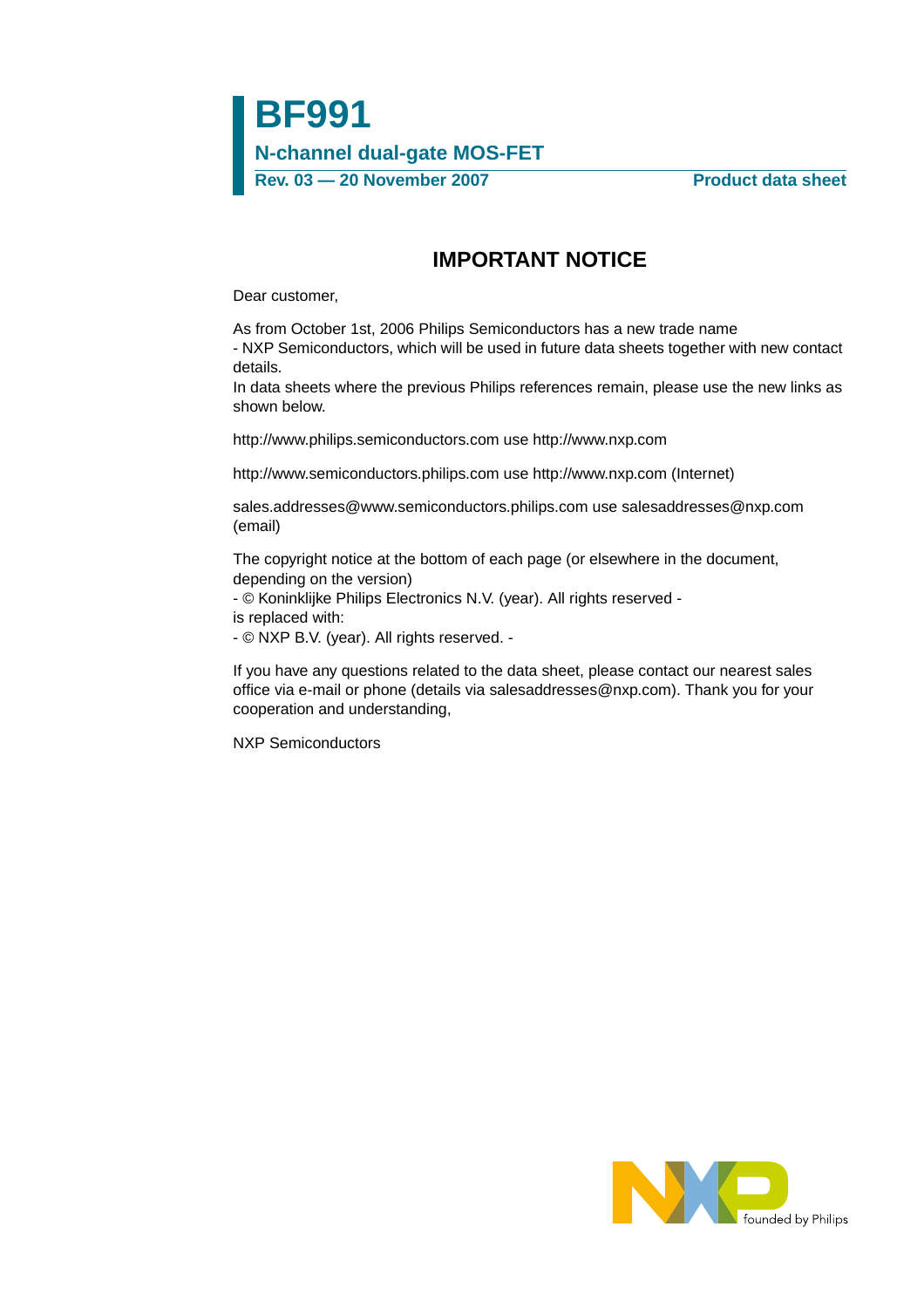# BF991

## N-channel dual-gate MOS-FET

**Rev. 03 — 20 November 2007** **Product data sheet**

## IMPORTANT NOTICE

Dear customer,

As from October 1st, 2006 Philips Semiconductors has a new trade name
- NXP Semiconductors, which will be used in future data sheets together with new contact details.
In data sheets where the previous Philips references remain, please use the new links as shown below.

http://www.philips.semiconductors.com use http://www.nxp.com

http://www.semiconductors.philips.com use http://www.nxp.com (Internet)

sales.addresses@www.semiconductors.philips.com use salesaddresses@nxp.com (email)

The copyright notice at the bottom of each page (or elsewhere in the document, depending on the version)
- © Koninklijke Philips Electronics N.V. (year). All rights reserved -
is replaced with:
- © NXP B.V. (year). All rights reserved. -

If you have any questions related to the data sheet, please contact our nearest sales office via e-mail or phone (details via salesaddresses@nxp.com). Thank you for your cooperation and understanding,

NXP Semiconductors

founded by Philips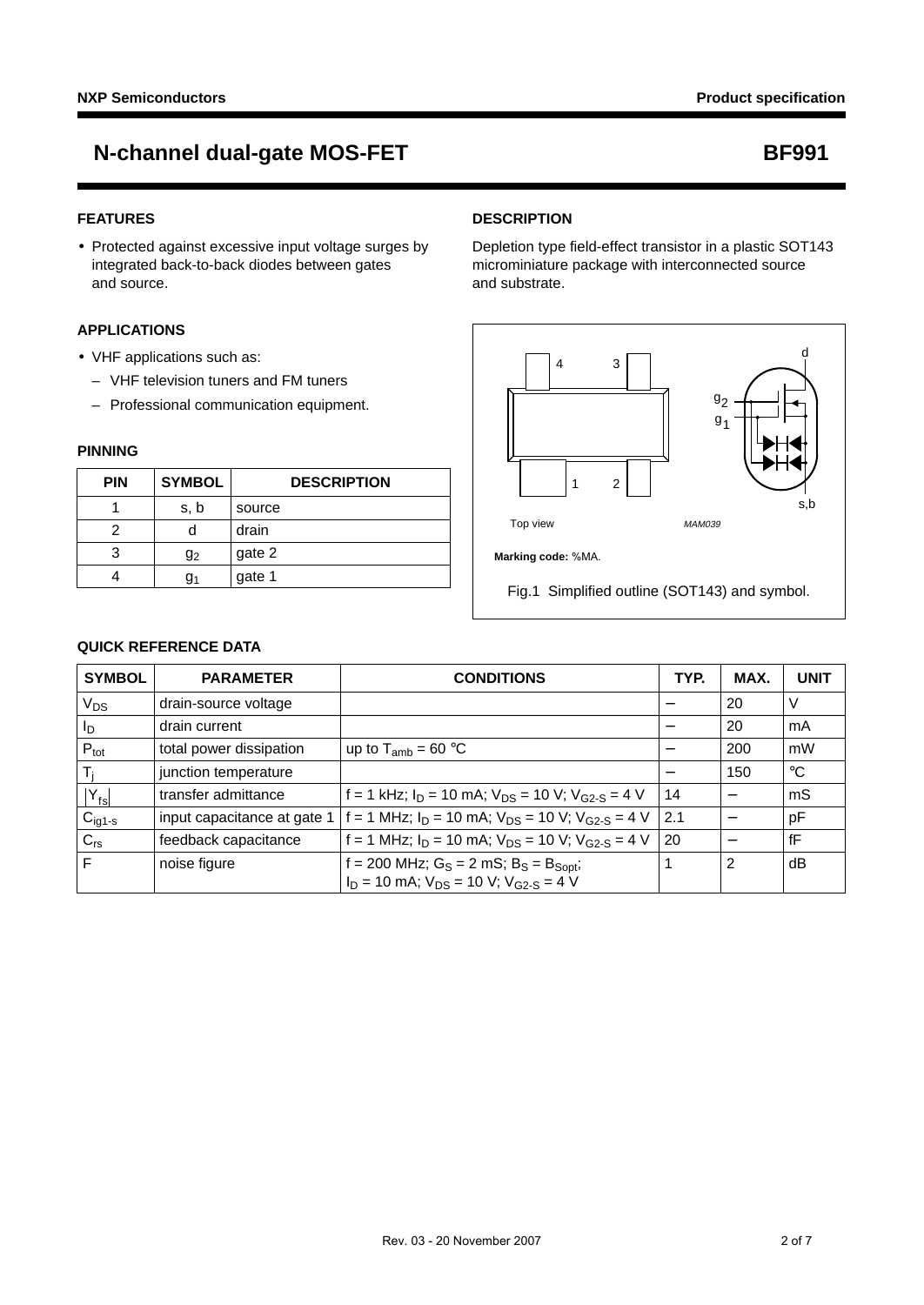# N-channel dual-gate MOS-FET BF991

## FEATURES

- Protected against excessive input voltage surges by integrated back-to-back diodes between gates and source.

## APPLICATIONS

- VHF applications such as:
  - VHF television tuners and FM tuners
  - Professional communication equipment.

## DESCRIPTION

Depletion type field-effect transistor in a plastic SOT143 microminiature package with interconnected source and substrate.

## PINNING

| PIN | SYMBOL | DESCRIPTION |
|---|---|---|
| 1 | s, b | source |
| 2 | d | drain |
| 3 | $g_2$ | gate 2 |
| 4 | $g_1$ | gate 1 |

Top view MAM039

**Marking code:** %MA.

Fig.1 Simplified outline (SOT143) and symbol.

## QUICK REFERENCE DATA

| SYMBOL | PARAMETER | CONDITIONS | TYP. | MAX. | UNIT |
|---|---|---|---|---|---|
| $V_{DS}$ | drain-source voltage | | − | 20 | V |
| $I_D$ | drain current | | − | 20 | mA |
| $P_{tot}$ | total power dissipation | up to $T_{amb}$ = 60 °C | − | 200 | mW |
| $T_j$ | junction temperature | | − | 150 | °C |
| $\|Y_{fs}\|$ | transfer admittance | f = 1 kHz; $I_D$ = 10 mA; $V_{DS}$ = 10 V; $V_{G2-S}$ = 4 V | 14 | − | mS |
| $C_{ig1-s}$ | input capacitance at gate 1 | f = 1 MHz; $I_D$ = 10 mA; $V_{DS}$ = 10 V; $V_{G2-S}$ = 4 V | 2.1 | − | pF |
| $C_{rs}$ | feedback capacitance | f = 1 MHz; $I_D$ = 10 mA; $V_{DS}$ = 10 V; $V_{G2-S}$ = 4 V | 20 | − | fF |
| F | noise figure | f = 200 MHz; $G_S$ = 2 mS; $B_S$ = $B_{Sopt}$; $I_D$ = 10 mA; $V_{DS}$ = 10 V; $V_{G2-S}$ = 4 V | 1 | 2 | dB |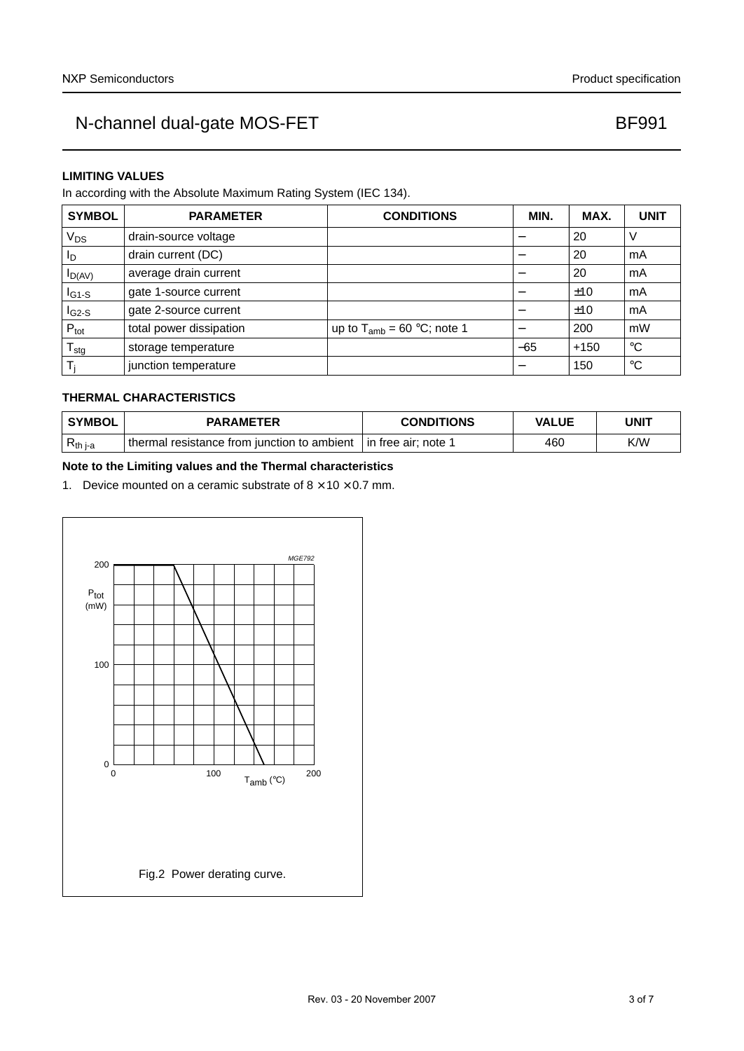## LIMITING VALUES

In according with the Absolute Maximum Rating System (IEC 134).

| SYMBOL | PARAMETER | CONDITIONS | MIN. | MAX. | UNIT |
|---|---|---|---|---|---|
| $V_{DS}$ | drain-source voltage | | − | 20 | V |
| $I_D$ | drain current (DC) | | − | 20 | mA |
| $I_{D(AV)}$ | average drain current | | − | 20 | mA |
| $I_{G1-S}$ | gate 1-source current | | − | ±10 | mA |
| $I_{G2-S}$ | gate 2-source current | | − | ±10 | mA |
| $P_{tot}$ | total power dissipation | up to $T_{amb}$ = 60 °C; note 1 | − | 200 | mW |
| $T_{stg}$ | storage temperature | | −65 | +150 | °C |
| $T_j$ | junction temperature | | − | 150 | °C |

## THERMAL CHARACTERISTICS

| SYMBOL | PARAMETER | CONDITIONS | VALUE | UNIT |
|---|---|---|---|---|
| $R_{th\ j-a}$ | thermal resistance from junction to ambient | in free air; note 1 | 460 | K/W |

**Note to the Limiting values and the Thermal characteristics**

1. Device mounted on a ceramic substrate of 8 × 10 × 0.7 mm.

Fig.2 Power derating curve.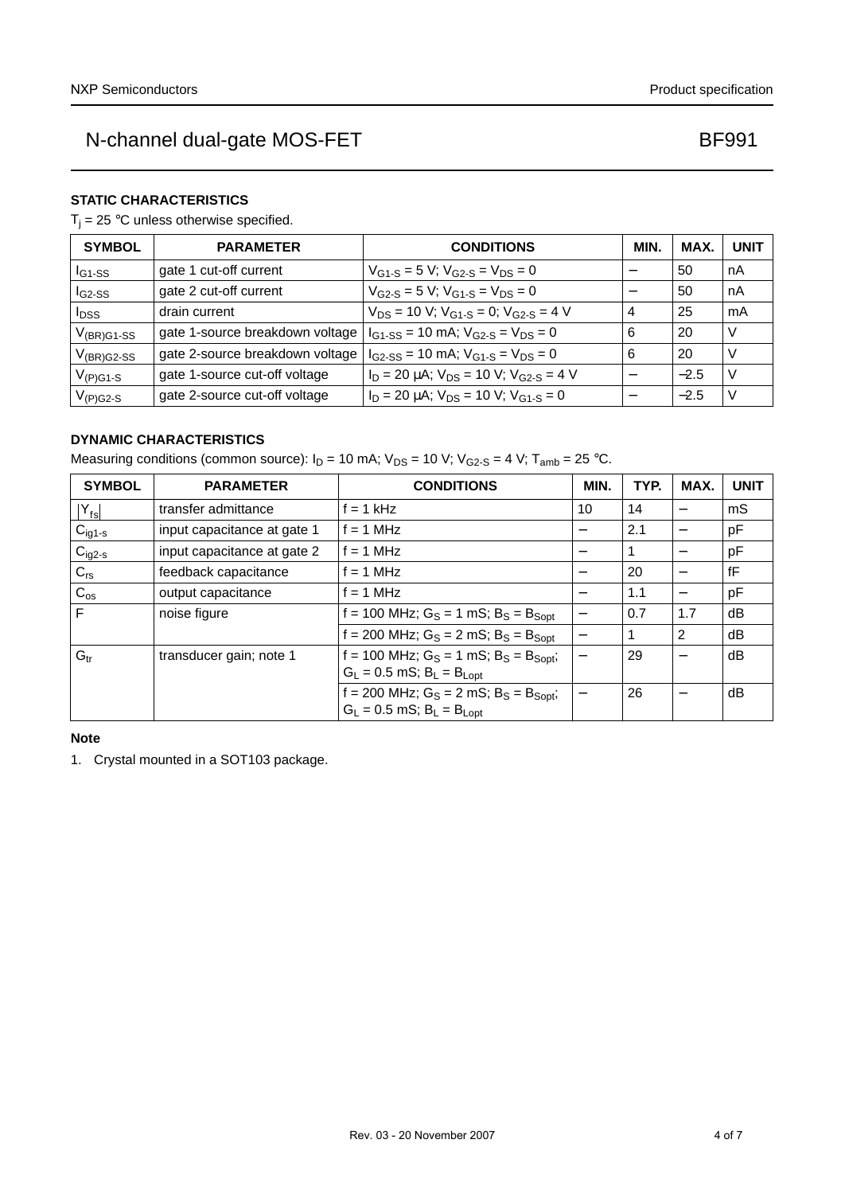## STATIC CHARACTERISTICS

$T_j$ = 25 °C unless otherwise specified.

| SYMBOL | PARAMETER | CONDITIONS | MIN. | MAX. | UNIT |
|---|---|---|---|---|---|
| $I_{G1-SS}$ | gate 1 cut-off current | $V_{G1-S}$ = 5 V; $V_{G2-S}$ = $V_{DS}$ = 0 | − | 50 | nA |
| $I_{G2-SS}$ | gate 2 cut-off current | $V_{G2-S}$ = 5 V; $V_{G1-S}$ = $V_{DS}$ = 0 | − | 50 | nA |
| $I_{DSS}$ | drain current | $V_{DS}$ = 10 V; $V_{G1-S}$ = 0; $V_{G2-S}$ = 4 V | 4 | 25 | mA |
| $V_{(BR)G1-SS}$ | gate 1-source breakdown voltage | $I_{G1-SS}$ = 10 mA; $V_{G2-S}$ = $V_{DS}$ = 0 | 6 | 20 | V |
| $V_{(BR)G2-SS}$ | gate 2-source breakdown voltage | $I_{G2-SS}$ = 10 mA; $V_{G1-S}$ = $V_{DS}$ = 0 | 6 | 20 | V |
| $V_{(P)G1-S}$ | gate 1-source cut-off voltage | $I_D$ = 20 μA; $V_{DS}$ = 10 V; $V_{G2-S}$ = 4 V | − | −2.5 | V |
| $V_{(P)G2-S}$ | gate 2-source cut-off voltage | $I_D$ = 20 μA; $V_{DS}$ = 10 V; $V_{G1-S}$ = 0 | − | −2.5 | V |

## DYNAMIC CHARACTERISTICS

Measuring conditions (common source): $I_D$ = 10 mA; $V_{DS}$ = 10 V; $V_{G2-S}$ = 4 V; $T_{amb}$ = 25 °C.

| SYMBOL | PARAMETER | CONDITIONS | MIN. | TYP. | MAX. | UNIT |
|---|---|---|---|---|---|---|
| $\lvert Y_{fs} \rvert$ | transfer admittance | f = 1 kHz | 10 | 14 | − | mS |
| $C_{ig1-s}$ | input capacitance at gate 1 | f = 1 MHz | − | 2.1 | − | pF |
| $C_{ig2-s}$ | input capacitance at gate 2 | f = 1 MHz | − | 1 | − | pF |
| $C_{rs}$ | feedback capacitance | f = 1 MHz | − | 20 | − | fF |
| $C_{os}$ | output capacitance | f = 1 MHz | − | 1.1 | − | pF |
| F | noise figure | f = 100 MHz; $G_S$ = 1 mS; $B_S$ = $B_{Sopt}$ | − | 0.7 | 1.7 | dB |
| | | f = 200 MHz; $G_S$ = 2 mS; $B_S$ = $B_{Sopt}$ | − | 1 | 2 | dB |
| $G_{tr}$ | transducer gain; note 1 | f = 100 MHz; $G_S$ = 1 mS; $B_S$ = $B_{Sopt}$; $G_L$ = 0.5 mS; $B_L$ = $B_{Lopt}$ | − | 29 | − | dB |
| | | f = 200 MHz; $G_S$ = 2 mS; $B_S$ = $B_{Sopt}$; $G_L$ = 0.5 mS; $B_L$ = $B_{Lopt}$ | − | 26 | − | dB |

**Note**

1. Crystal mounted in a SOT103 package.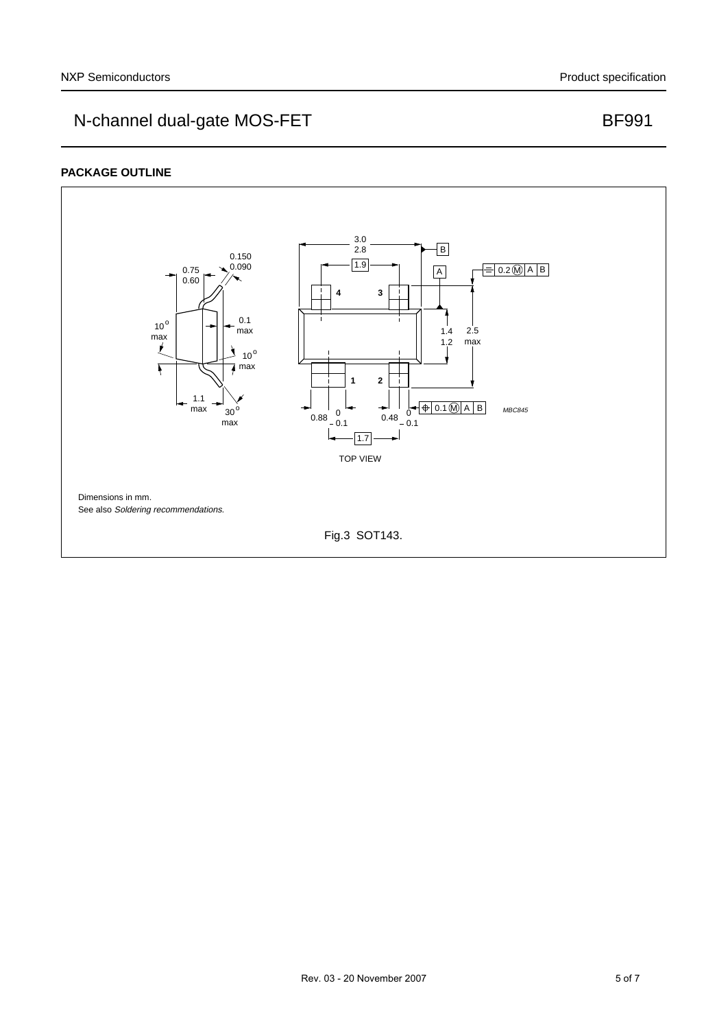## PACKAGE OUTLINE

Dimensions in mm.
See also *Soldering recommendations.*

Fig.3 SOT143.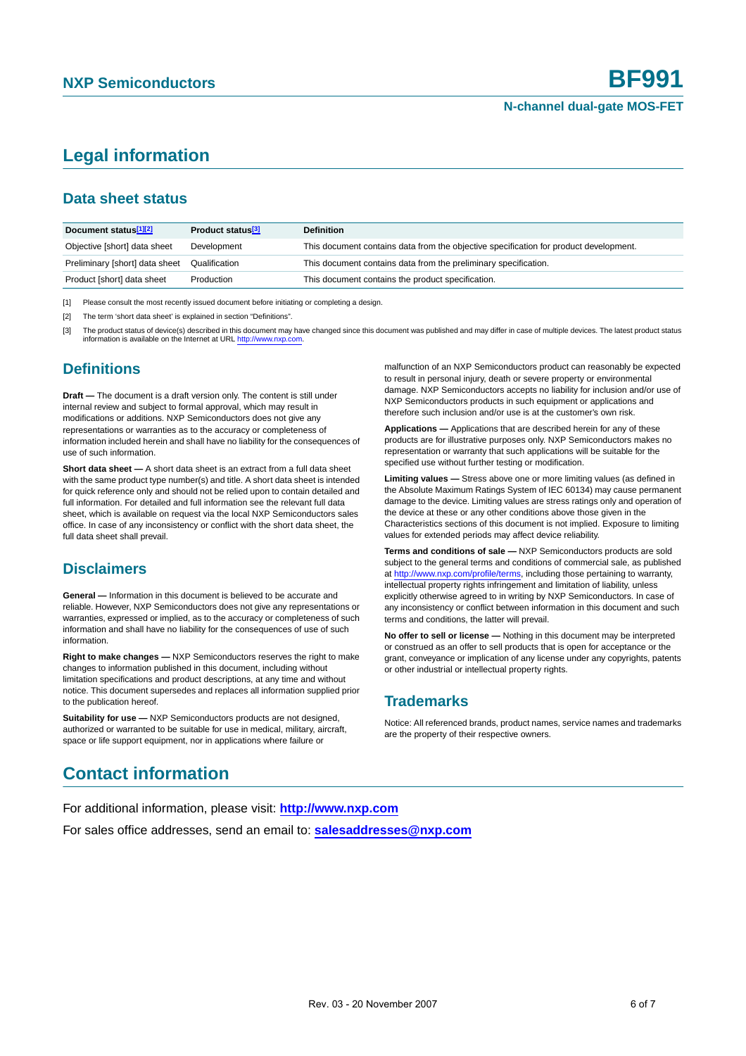# Legal information

## Data sheet status

| Document status[1][2] | Product status[3] | Definition |
|---|---|---|
| Objective [short] data sheet | Development | This document contains data from the objective specification for product development. |
| Preliminary [short] data sheet | Qualification | This document contains data from the preliminary specification. |
| Product [short] data sheet | Production | This document contains the product specification. |

[1] Please consult the most recently issued document before initiating or completing a design.

[2] The term 'short data sheet' is explained in section "Definitions".

[3] The product status of device(s) described in this document may have changed since this document was published and may differ in case of multiple devices. The latest product status information is available on the Internet at URL http://www.nxp.com.

## Definitions

**Draft —** The document is a draft version only. The content is still under internal review and subject to formal approval, which may result in modifications or additions. NXP Semiconductors does not give any representations or warranties as to the accuracy or completeness of information included herein and shall have no liability for the consequences of use of such information.

**Short data sheet —** A short data sheet is an extract from a full data sheet with the same product type number(s) and title. A short data sheet is intended for quick reference only and should not be relied upon to contain detailed and full information. For detailed and full information see the relevant full data sheet, which is available on request via the local NXP Semiconductors sales office. In case of any inconsistency or conflict with the short data sheet, the full data sheet shall prevail.

## Disclaimers

**General —** Information in this document is believed to be accurate and reliable. However, NXP Semiconductors does not give any representations or warranties, expressed or implied, as to the accuracy or completeness of such information and shall have no liability for the consequences of use of such information.

**Right to make changes —** NXP Semiconductors reserves the right to make changes to information published in this document, including without limitation specifications and product descriptions, at any time and without notice. This document supersedes and replaces all information supplied prior to the publication hereof.

**Suitability for use —** NXP Semiconductors products are not designed, authorized or warranted to be suitable for use in medical, military, aircraft, space or life support equipment, nor in applications where failure or malfunction of an NXP Semiconductors product can reasonably be expected to result in personal injury, death or severe property or environmental damage. NXP Semiconductors accepts no liability for inclusion and/or use of NXP Semiconductors products in such equipment or applications and therefore such inclusion and/or use is at the customer's own risk.

**Applications —** Applications that are described herein for any of these products are for illustrative purposes only. NXP Semiconductors makes no representation or warranty that such applications will be suitable for the specified use without further testing or modification.

**Limiting values —** Stress above one or more limiting values (as defined in the Absolute Maximum Ratings System of IEC 60134) may cause permanent damage to the device. Limiting values are stress ratings only and operation of the device at these or any other conditions above those given in the Characteristics sections of this document is not implied. Exposure to limiting values for extended periods may affect device reliability.

**Terms and conditions of sale —** NXP Semiconductors products are sold subject to the general terms and conditions of commercial sale, as published at http://www.nxp.com/profile/terms, including those pertaining to warranty, intellectual property rights infringement and limitation of liability, unless explicitly otherwise agreed to in writing by NXP Semiconductors. In case of any inconsistency or conflict between information in this document and such terms and conditions, the latter will prevail.

**No offer to sell or license —** Nothing in this document may be interpreted or construed as an offer to sell products that is open for acceptance or the grant, conveyance or implication of any license under any copyrights, patents or other industrial or intellectual property rights.

## Trademarks

Notice: All referenced brands, product names, service names and trademarks are the property of their respective owners.

# Contact information

For additional information, please visit: **http://www.nxp.com**

For sales office addresses, send an email to: **salesaddresses@nxp.com**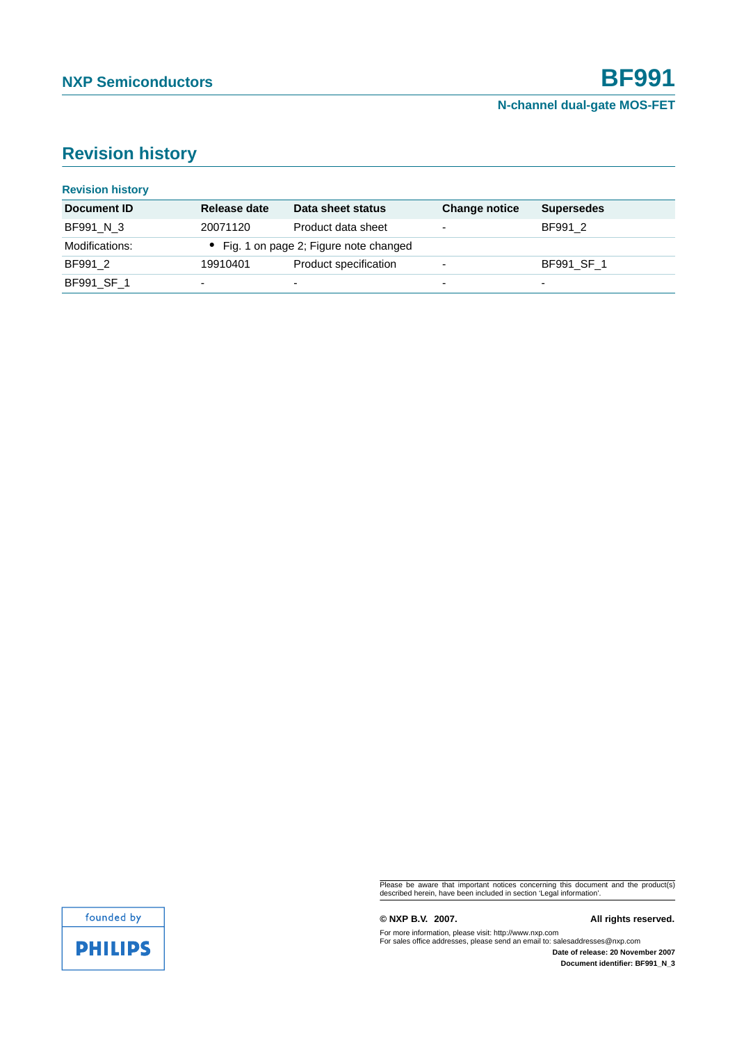# Revision history

**Revision history**

| Document ID | Release date | Data sheet status | Change notice | Supersedes |
|---|---|---|---|---|
| BF991_N_3 | 20071120 | Product data sheet | - | BF991_2 |
| Modifications: | • Fig. 1 on page 2; Figure note changed | | | |
| BF991_2 | 19910401 | Product specification | - | BF991_SF_1 |
| BF991_SF_1 | - | - | - | - |

founded by

PHILIPS

Please be aware that important notices concerning this document and the product(s) described herein, have been included in section ‘Legal information’.

**© NXP B.V. 2007.** **All rights reserved.**

For more information, please visit: http://www.nxp.com
For sales office addresses, please send an email to: salesaddresses@nxp.com

**Date of release: 20 November 2007**

**Document identifier: BF991_N_3**